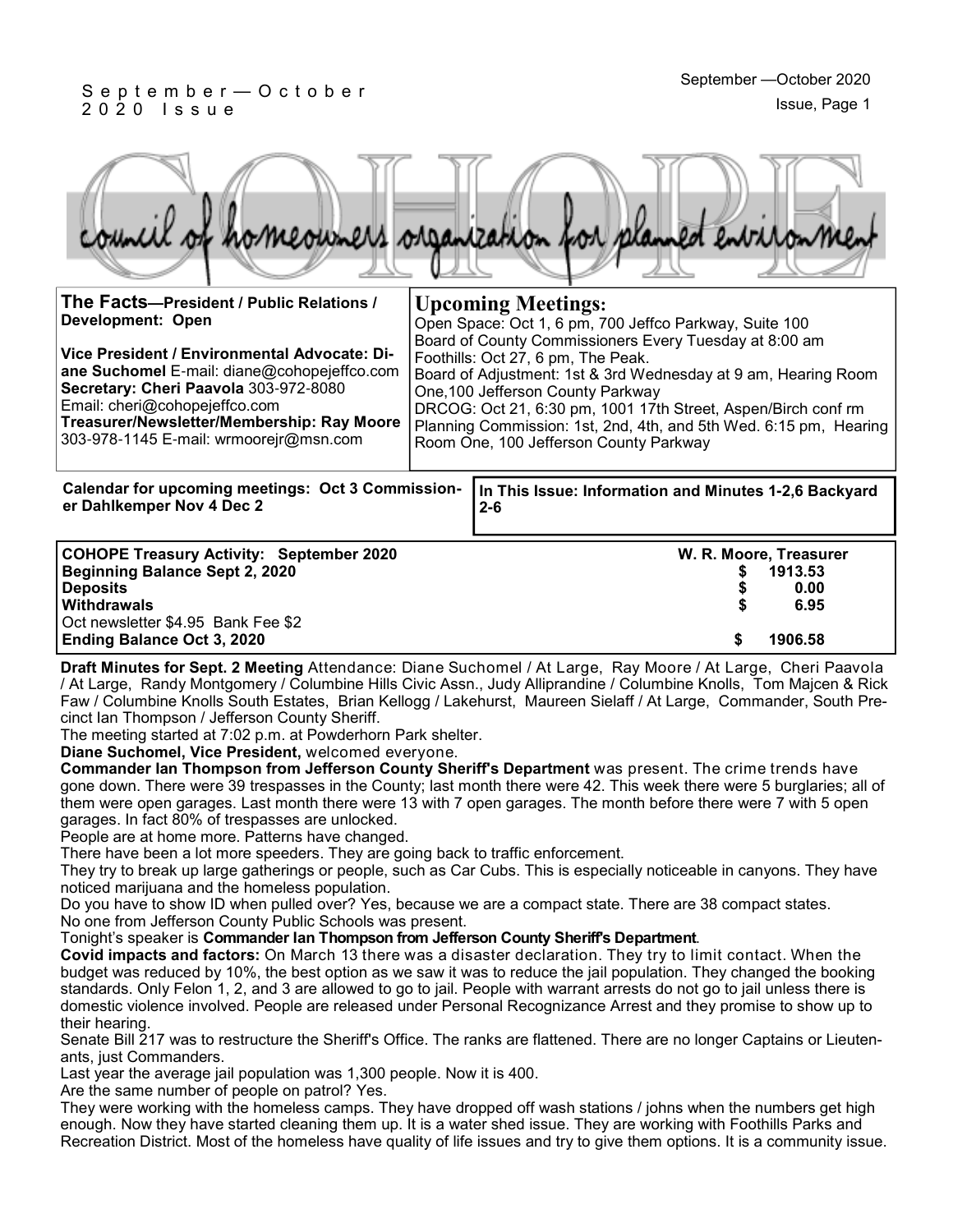September — October 2020 Issue

# COHOPE

council of homeowners organization for planned environment

**The Facts—President / Public Relations / Development: Open**

**Vice President / Environmental Advocate: Diane Suchomel** E-mail: diane@cohopejeffco.com
**Secretary: Cheri Paavola** 303-972-8080
Email: cheri@cohopejeffco.com
**Treasurer/Newsletter/Membership: Ray Moore** 303-978-1145 E-mail: wrmoorejr@msn.com

## Upcoming Meetings:

Open Space: Oct 1, 6 pm, 700 Jeffco Parkway, Suite 100
Board of County Commissioners Every Tuesday at 8:00 am
Foothills: Oct 27, 6 pm, The Peak.
Board of Adjustment: 1st & 3rd Wednesday at 9 am, Hearing Room One,100 Jefferson County Parkway
DRCOG: Oct 21, 6:30 pm, 1001 17th Street, Aspen/Birch conf rm
Planning Commission: 1st, 2nd, 4th, and 5th Wed. 6:15 pm, Hearing Room One, 100 Jefferson County Parkway

**Calendar for upcoming meetings: Oct 3 Commissioner Dahlkemper Nov 4 Dec 2**

**In This Issue: Information and Minutes 1-2,6 Backyard 2-6**

| **COHOPE Treasury Activity: September 2020** | **W. R. Moore, Treasurer** |
|---|---|
| **Beginning Balance Sept 2, 2020** | **$ 1913.53** |
| **Deposits** | **$ 0.00** |
| **Withdrawals** | **$ 6.95** |
| Oct newsletter $4.95 Bank Fee $2 | |
| **Ending Balance Oct 3, 2020** | **$ 1906.58** |

**Draft Minutes for Sept. 2 Meeting** Attendance: Diane Suchomel / At Large, Ray Moore / At Large, Cheri Paavola / At Large, Randy Montgomery / Columbine Hills Civic Assn., Judy Alliprandine / Columbine Knolls, Tom Majcen & Rick Faw / Columbine Knolls South Estates, Brian Kellogg / Lakehurst, Maureen Sielaff / At Large, Commander, South Precinct Ian Thompson / Jefferson County Sheriff.

The meeting started at 7:02 p.m. at Powderhorn Park shelter.

**Diane Suchomel, Vice President,** welcomed everyone.

**Commander Ian Thompson from Jefferson County Sheriff's Department** was present. The crime trends have gone down. There were 39 trespasses in the County; last month there were 42. This week there were 5 burglaries; all of them were open garages. Last month there were 13 with 7 open garages. The month before there were 7 with 5 open garages. In fact 80% of trespasses are unlocked.

People are at home more. Patterns have changed.

There have been a lot more speeders. They are going back to traffic enforcement.

They try to break up large gatherings or people, such as Car Cubs. This is especially noticeable in canyons. They have noticed marijuana and the homeless population.

Do you have to show ID when pulled over? Yes, because we are a compact state. There are 38 compact states.

No one from Jefferson County Public Schools was present.

Tonight's speaker is **Commander Ian Thompson from Jefferson County Sheriff's Department**.

**Covid impacts and factors:** On March 13 there was a disaster declaration. They try to limit contact. When the budget was reduced by 10%, the best option as we saw it was to reduce the jail population. They changed the booking standards. Only Felon 1, 2, and 3 are allowed to go to jail. People with warrant arrests do not go to jail unless there is domestic violence involved. People are released under Personal Recognizance Arrest and they promise to show up to their hearing.

Senate Bill 217 was to restructure the Sheriff's Office. The ranks are flattened. There are no longer Captains or Lieutenants, just Commanders.

Last year the average jail population was 1,300 people. Now it is 400.

Are the same number of people on patrol? Yes.

They were working with the homeless camps. They have dropped off wash stations / johns when the numbers get high enough. Now they have started cleaning them up. It is a water shed issue. They are working with Foothills Parks and Recreation District. Most of the homeless have quality of life issues and try to give them options. It is a community issue.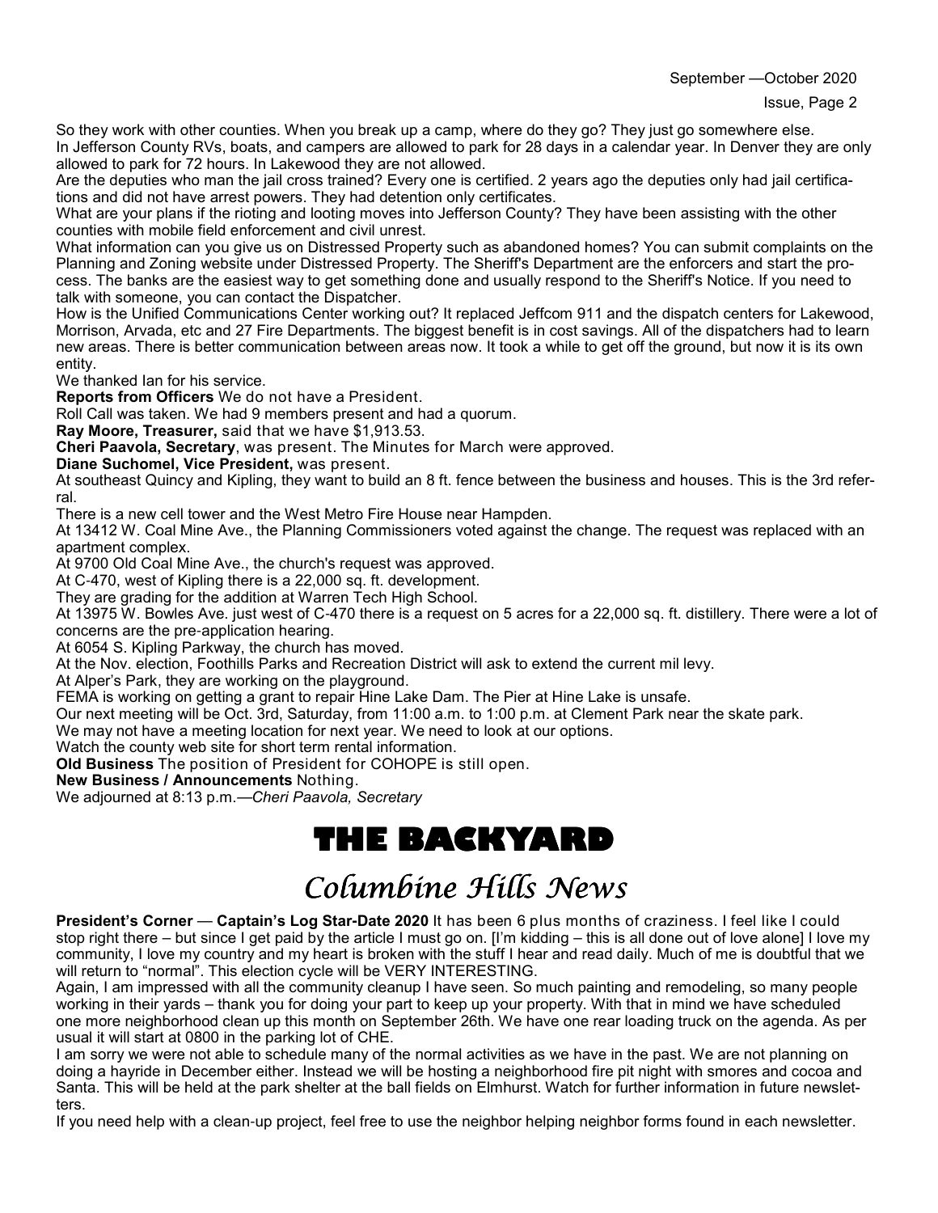So they work with other counties. When you break up a camp, where do they go? They just go somewhere else.

In Jefferson County RVs, boats, and campers are allowed to park for 28 days in a calendar year. In Denver they are only allowed to park for 72 hours. In Lakewood they are not allowed.

Are the deputies who man the jail cross trained? Every one is certified. 2 years ago the deputies only had jail certifications and did not have arrest powers. They had detention only certificates.

What are your plans if the rioting and looting moves into Jefferson County? They have been assisting with the other counties with mobile field enforcement and civil unrest.

What information can you give us on Distressed Property such as abandoned homes? You can submit complaints on the Planning and Zoning website under Distressed Property. The Sheriff's Department are the enforcers and start the process. The banks are the easiest way to get something done and usually respond to the Sheriff's Notice. If you need to talk with someone, you can contact the Dispatcher.

How is the Unified Communications Center working out? It replaced Jeffcom 911 and the dispatch centers for Lakewood, Morrison, Arvada, etc and 27 Fire Departments. The biggest benefit is in cost savings. All of the dispatchers had to learn new areas. There is better communication between areas now. It took a while to get off the ground, but now it is its own entity.

We thanked Ian for his service.

**Reports from Officers** We do not have a President.

Roll Call was taken. We had 9 members present and had a quorum.

**Ray Moore, Treasurer,** said that we have $1,913.53.

**Cheri Paavola, Secretary**, was present. The Minutes for March were approved.

**Diane Suchomel, Vice President,** was present.

At southeast Quincy and Kipling, they want to build an 8 ft. fence between the business and houses. This is the 3rd referral.

There is a new cell tower and the West Metro Fire House near Hampden.

At 13412 W. Coal Mine Ave., the Planning Commissioners voted against the change. The request was replaced with an apartment complex.

At 9700 Old Coal Mine Ave., the church's request was approved.

At C-470, west of Kipling there is a 22,000 sq. ft. development.

They are grading for the addition at Warren Tech High School.

At 13975 W. Bowles Ave. just west of C-470 there is a request on 5 acres for a 22,000 sq. ft. distillery. There were a lot of concerns are the pre-application hearing.

At 6054 S. Kipling Parkway, the church has moved.

At the Nov. election, Foothills Parks and Recreation District will ask to extend the current mil levy.

At Alper's Park, they are working on the playground.

FEMA is working on getting a grant to repair Hine Lake Dam. The Pier at Hine Lake is unsafe.

Our next meeting will be Oct. 3rd, Saturday, from 11:00 a.m. to 1:00 p.m. at Clement Park near the skate park.

We may not have a meeting location for next year. We need to look at our options.

Watch the county web site for short term rental information.

**Old Business** The position of President for COHOPE is still open.

**New Business / Announcements** Nothing.

We adjourned at 8:13 p.m.—*Cheri Paavola, Secretary*

# THE BACKYARD

## *Columbine Hills News*

**President's Corner** — **Captain's Log Star-Date 2020** It has been 6 plus months of craziness. I feel like I could stop right there – but since I get paid by the article I must go on. [I'm kidding – this is all done out of love alone] I love my community, I love my country and my heart is broken with the stuff I hear and read daily. Much of me is doubtful that we will return to "normal". This election cycle will be VERY INTERESTING.

Again, I am impressed with all the community cleanup I have seen. So much painting and remodeling, so many people working in their yards – thank you for doing your part to keep up your property. With that in mind we have scheduled one more neighborhood clean up this month on September 26th. We have one rear loading truck on the agenda. As per usual it will start at 0800 in the parking lot of CHE.

I am sorry we were not able to schedule many of the normal activities as we have in the past. We are not planning on doing a hayride in December either. Instead we will be hosting a neighborhood fire pit night with smores and cocoa and Santa. This will be held at the park shelter at the ball fields on Elmhurst. Watch for further information in future newsletters.

If you need help with a clean-up project, feel free to use the neighbor helping neighbor forms found in each newsletter.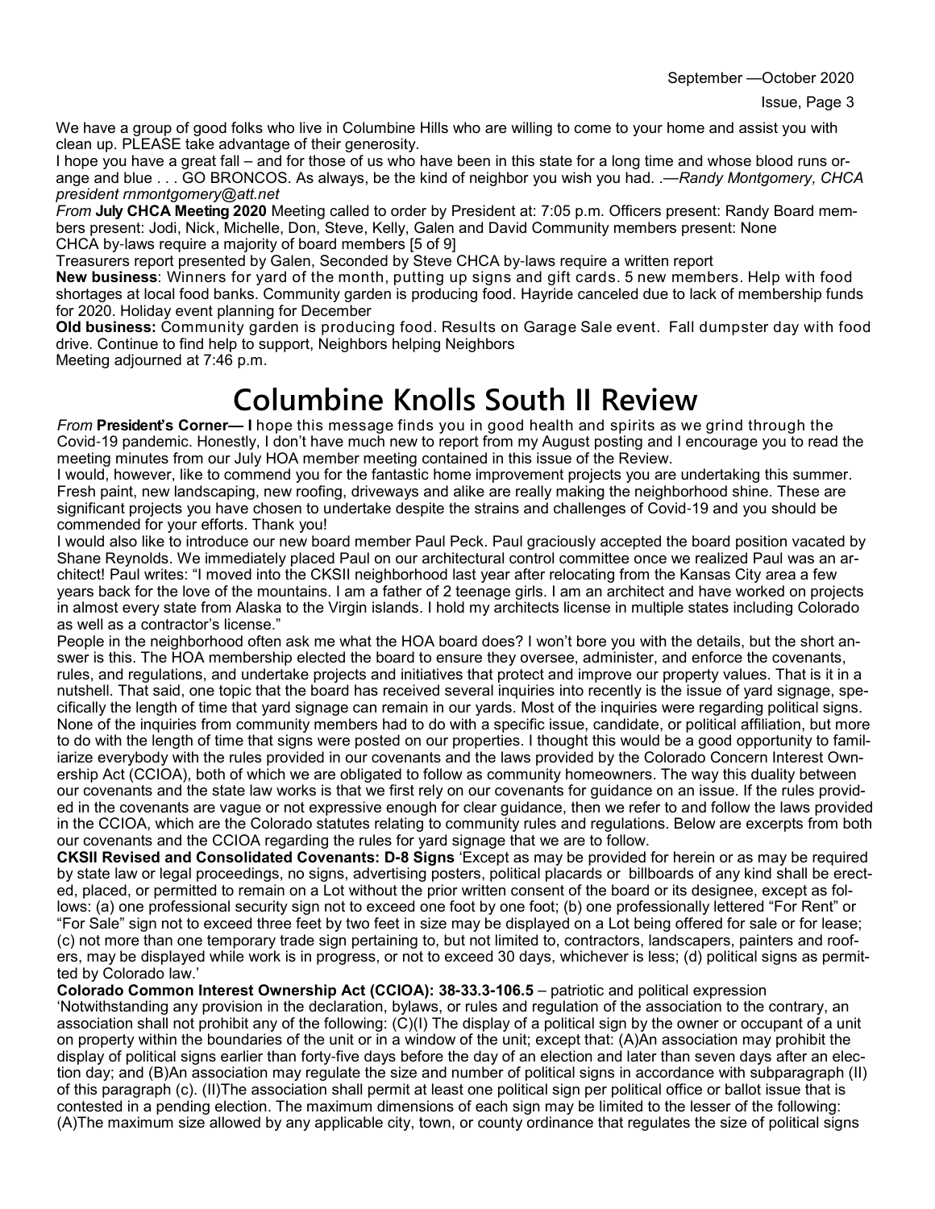We have a group of good folks who live in Columbine Hills who are willing to come to your home and assist you with clean up. PLEASE take advantage of their generosity.

I hope you have a great fall – and for those of us who have been in this state for a long time and whose blood runs orange and blue . . . GO BRONCOS. As always, be the kind of neighbor you wish you had. .—*Randy Montgomery, CHCA president rnmontgomery@att.net*

*From* **July CHCA Meeting 2020** Meeting called to order by President at: 7:05 p.m. Officers present: Randy Board members present: Jodi, Nick, Michelle, Don, Steve, Kelly, Galen and David Community members present: None CHCA by-laws require a majority of board members [5 of 9]

Treasurers report presented by Galen, Seconded by Steve CHCA by-laws require a written report

**New business**: Winners for yard of the month, putting up signs and gift cards. 5 new members. Help with food shortages at local food banks. Community garden is producing food. Hayride canceled due to lack of membership funds for 2020. Holiday event planning for December

**Old business:** Community garden is producing food. Results on Garage Sale event. Fall dumpster day with food drive. Continue to find help to support, Neighbors helping Neighbors

Meeting adjourned at 7:46 p.m.

# Columbine Knolls South II Review

*From* **President's Corner— I** hope this message finds you in good health and spirits as we grind through the Covid-19 pandemic. Honestly, I don't have much new to report from my August posting and I encourage you to read the meeting minutes from our July HOA member meeting contained in this issue of the Review.

I would, however, like to commend you for the fantastic home improvement projects you are undertaking this summer. Fresh paint, new landscaping, new roofing, driveways and alike are really making the neighborhood shine. These are significant projects you have chosen to undertake despite the strains and challenges of Covid-19 and you should be commended for your efforts. Thank you!

I would also like to introduce our new board member Paul Peck. Paul graciously accepted the board position vacated by Shane Reynolds. We immediately placed Paul on our architectural control committee once we realized Paul was an architect! Paul writes: "I moved into the CKSII neighborhood last year after relocating from the Kansas City area a few years back for the love of the mountains. I am a father of 2 teenage girls. I am an architect and have worked on projects in almost every state from Alaska to the Virgin islands. I hold my architects license in multiple states including Colorado as well as a contractor's license."

People in the neighborhood often ask me what the HOA board does? I won't bore you with the details, but the short answer is this. The HOA membership elected the board to ensure they oversee, administer, and enforce the covenants, rules, and regulations, and undertake projects and initiatives that protect and improve our property values. That is it in a nutshell. That said, one topic that the board has received several inquiries into recently is the issue of yard signage, specifically the length of time that yard signage can remain in our yards. Most of the inquiries were regarding political signs. None of the inquiries from community members had to do with a specific issue, candidate, or political affiliation, but more to do with the length of time that signs were posted on our properties. I thought this would be a good opportunity to familiarize everybody with the rules provided in our covenants and the laws provided by the Colorado Concern Interest Ownership Act (CCIOA), both of which we are obligated to follow as community homeowners. The way this duality between our covenants and the state law works is that we first rely on our covenants for guidance on an issue. If the rules provided in the covenants are vague or not expressive enough for clear guidance, then we refer to and follow the laws provided in the CCIOA, which are the Colorado statutes relating to community rules and regulations. Below are excerpts from both our covenants and the CCIOA regarding the rules for yard signage that we are to follow.

**CKSII Revised and Consolidated Covenants: D-8 Signs** 'Except as may be provided for herein or as may be required by state law or legal proceedings, no signs, advertising posters, political placards or billboards of any kind shall be erected, placed, or permitted to remain on a Lot without the prior written consent of the board or its designee, except as follows: (a) one professional security sign not to exceed one foot by one foot; (b) one professionally lettered "For Rent" or "For Sale" sign not to exceed three feet by two feet in size may be displayed on a Lot being offered for sale or for lease; (c) not more than one temporary trade sign pertaining to, but not limited to, contractors, landscapers, painters and roofers, may be displayed while work is in progress, or not to exceed 30 days, whichever is less; (d) political signs as permitted by Colorado law.'

**Colorado Common Interest Ownership Act (CCIOA): 38-33.3-106.5** – patriotic and political expression 'Notwithstanding any provision in the declaration, bylaws, or rules and regulation of the association to the contrary, an association shall not prohibit any of the following: (C)(I) The display of a political sign by the owner or occupant of a unit on property within the boundaries of the unit or in a window of the unit; except that: (A)An association may prohibit the display of political signs earlier than forty-five days before the day of an election and later than seven days after an election day; and (B)An association may regulate the size and number of political signs in accordance with subparagraph (II) of this paragraph (c). (II)The association shall permit at least one political sign per political office or ballot issue that is contested in a pending election. The maximum dimensions of each sign may be limited to the lesser of the following: (A)The maximum size allowed by any applicable city, town, or county ordinance that regulates the size of political signs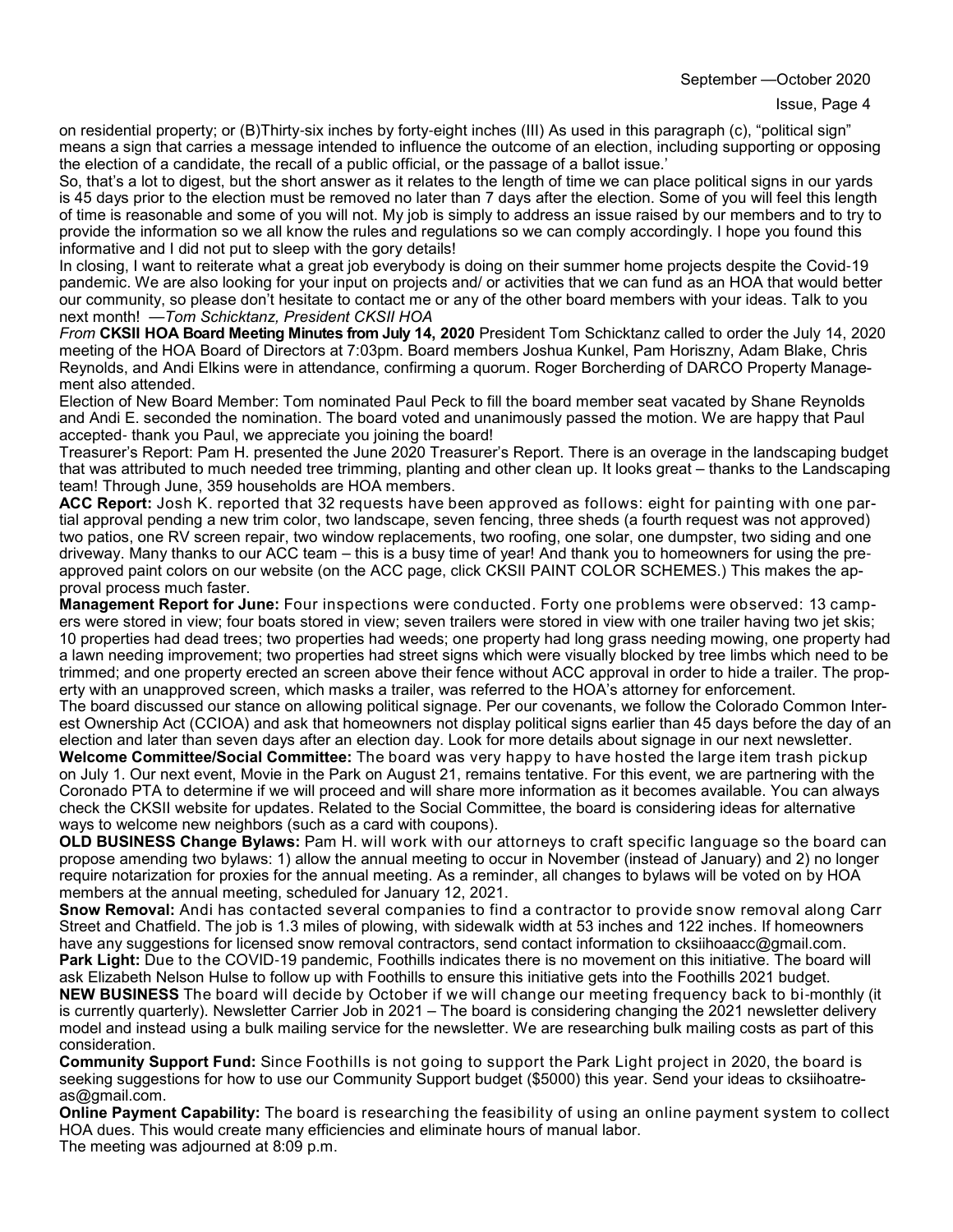on residential property; or (B)Thirty-six inches by forty-eight inches (III) As used in this paragraph (c), "political sign" means a sign that carries a message intended to influence the outcome of an election, including supporting or opposing the election of a candidate, the recall of a public official, or the passage of a ballot issue.'

So, that's a lot to digest, but the short answer as it relates to the length of time we can place political signs in our yards is 45 days prior to the election must be removed no later than 7 days after the election. Some of you will feel this length of time is reasonable and some of you will not. My job is simply to address an issue raised by our members and to try to provide the information so we all know the rules and regulations so we can comply accordingly. I hope you found this informative and I did not put to sleep with the gory details!

In closing, I want to reiterate what a great job everybody is doing on their summer home projects despite the Covid-19 pandemic. We are also looking for your input on projects and/ or activities that we can fund as an HOA that would better our community, so please don't hesitate to contact me or any of the other board members with your ideas. Talk to you next month! *—Tom Schicktanz, President CKSII HOA*

*From* **CKSII HOA Board Meeting Minutes from July 14, 2020** President Tom Schicktanz called to order the July 14, 2020 meeting of the HOA Board of Directors at 7:03pm. Board members Joshua Kunkel, Pam Horiszny, Adam Blake, Chris Reynolds, and Andi Elkins were in attendance, confirming a quorum. Roger Borcherding of DARCO Property Management also attended.

Election of New Board Member: Tom nominated Paul Peck to fill the board member seat vacated by Shane Reynolds and Andi E. seconded the nomination. The board voted and unanimously passed the motion. We are happy that Paul accepted- thank you Paul, we appreciate you joining the board!

Treasurer's Report: Pam H. presented the June 2020 Treasurer's Report. There is an overage in the landscaping budget that was attributed to much needed tree trimming, planting and other clean up. It looks great – thanks to the Landscaping team! Through June, 359 households are HOA members.

**ACC Report:** Josh K. reported that 32 requests have been approved as follows: eight for painting with one partial approval pending a new trim color, two landscape, seven fencing, three sheds (a fourth request was not approved) two patios, one RV screen repair, two window replacements, two roofing, one solar, one dumpster, two siding and one driveway. Many thanks to our ACC team – this is a busy time of year! And thank you to homeowners for using the pre-approved paint colors on our website (on the ACC page, click CKSII PAINT COLOR SCHEMES.) This makes the approval process much faster.

**Management Report for June:** Four inspections were conducted. Forty one problems were observed: 13 campers were stored in view; four boats stored in view; seven trailers were stored in view with one trailer having two jet skis; 10 properties had dead trees; two properties had weeds; one property had long grass needing mowing, one property had a lawn needing improvement; two properties had street signs which were visually blocked by tree limbs which need to be trimmed; and one property erected an screen above their fence without ACC approval in order to hide a trailer. The property with an unapproved screen, which masks a trailer, was referred to the HOA's attorney for enforcement.

The board discussed our stance on allowing political signage. Per our covenants, we follow the Colorado Common Interest Ownership Act (CCIOA) and ask that homeowners not display political signs earlier than 45 days before the day of an election and later than seven days after an election day. Look for more details about signage in our next newsletter.

**Welcome Committee/Social Committee:** The board was very happy to have hosted the large item trash pickup on July 1. Our next event, Movie in the Park on August 21, remains tentative. For this event, we are partnering with the Coronado PTA to determine if we will proceed and will share more information as it becomes available. You can always check the CKSII website for updates. Related to the Social Committee, the board is considering ideas for alternative ways to welcome new neighbors (such as a card with coupons).

**OLD BUSINESS Change Bylaws:** Pam H. will work with our attorneys to craft specific language so the board can propose amending two bylaws: 1) allow the annual meeting to occur in November (instead of January) and 2) no longer require notarization for proxies for the annual meeting. As a reminder, all changes to bylaws will be voted on by HOA members at the annual meeting, scheduled for January 12, 2021.

**Snow Removal:** Andi has contacted several companies to find a contractor to provide snow removal along Carr Street and Chatfield. The job is 1.3 miles of plowing, with sidewalk width at 53 inches and 122 inches. If homeowners have any suggestions for licensed snow removal contractors, send contact information to cksiihoaacc@gmail.com.

**Park Light:** Due to the COVID-19 pandemic, Foothills indicates there is no movement on this initiative. The board will ask Elizabeth Nelson Hulse to follow up with Foothills to ensure this initiative gets into the Foothills 2021 budget.

**NEW BUSINESS** The board will decide by October if we will change our meeting frequency back to bi-monthly (it is currently quarterly). Newsletter Carrier Job in 2021 – The board is considering changing the 2021 newsletter delivery model and instead using a bulk mailing service for the newsletter. We are researching bulk mailing costs as part of this consideration.

**Community Support Fund:** Since Foothills is not going to support the Park Light project in 2020, the board is seeking suggestions for how to use our Community Support budget ($5000) this year. Send your ideas to cksiihoatreas@gmail.com.

**Online Payment Capability:** The board is researching the feasibility of using an online payment system to collect HOA dues. This would create many efficiencies and eliminate hours of manual labor.

The meeting was adjourned at 8:09 p.m.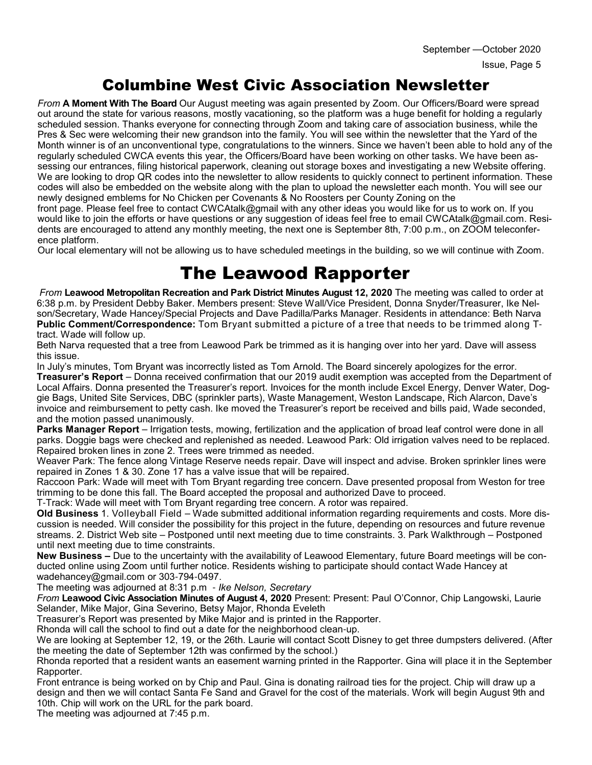# Columbine West Civic Association Newsletter

*From* **A Moment With The Board** Our August meeting was again presented by Zoom. Our Officers/Board were spread out around the state for various reasons, mostly vacationing, so the platform was a huge benefit for holding a regularly scheduled session. Thanks everyone for connecting through Zoom and taking care of association business, while the Pres & Sec were welcoming their new grandson into the family. You will see within the newsletter that the Yard of the Month winner is of an unconventional type, congratulations to the winners. Since we haven't been able to hold any of the regularly scheduled CWCA events this year, the Officers/Board have been working on other tasks. We have been assessing our entrances, filing historical paperwork, cleaning out storage boxes and investigating a new Website offering. We are looking to drop QR codes into the newsletter to allow residents to quickly connect to pertinent information. These codes will also be embedded on the website along with the plan to upload the newsletter each month. You will see our newly designed emblems for No Chicken per Covenants & No Roosters per County Zoning on the front page. Please feel free to contact CWCAtalk@gmail with any other ideas you would like for us to work on. If you would like to join the efforts or have questions or any suggestion of ideas feel free to email CWCAtalk@gmail.com. Residents are encouraged to attend any monthly meeting, the next one is September 8th, 7:00 p.m., on ZOOM teleconference platform.

Our local elementary will not be allowing us to have scheduled meetings in the building, so we will continue with Zoom.

# The Leawood Rapporter

*From* **Leawood Metropolitan Recreation and Park District Minutes August 12, 2020** The meeting was called to order at 6:38 p.m. by President Debby Baker. Members present: Steve Wall/Vice President, Donna Snyder/Treasurer, Ike Nelson/Secretary, Wade Hancey/Special Projects and Dave Padilla/Parks Manager. Residents in attendance: Beth Narva

**Public Comment/Correspondence:** Tom Bryant submitted a picture of a tree that needs to be trimmed along T-tract. Wade will follow up.

Beth Narva requested that a tree from Leawood Park be trimmed as it is hanging over into her yard. Dave will assess this issue.

In July's minutes, Tom Bryant was incorrectly listed as Tom Arnold. The Board sincerely apologizes for the error.

**Treasurer's Report** – Donna received confirmation that our 2019 audit exemption was accepted from the Department of Local Affairs. Donna presented the Treasurer's report. Invoices for the month include Excel Energy, Denver Water, Doggie Bags, United Site Services, DBC (sprinkler parts), Waste Management, Weston Landscape, Rich Alarcon, Dave's invoice and reimbursement to petty cash. Ike moved the Treasurer's report be received and bills paid, Wade seconded, and the motion passed unanimously.

**Parks Manager Report** – Irrigation tests, mowing, fertilization and the application of broad leaf control were done in all parks. Doggie bags were checked and replenished as needed. Leawood Park: Old irrigation valves need to be replaced. Repaired broken lines in zone 2. Trees were trimmed as needed.

Weaver Park: The fence along Vintage Reserve needs repair. Dave will inspect and advise. Broken sprinkler lines were repaired in Zones 1 & 30. Zone 17 has a valve issue that will be repaired.

Raccoon Park: Wade will meet with Tom Bryant regarding tree concern. Dave presented proposal from Weston for tree trimming to be done this fall. The Board accepted the proposal and authorized Dave to proceed.

T-Track: Wade will meet with Tom Bryant regarding tree concern. A rotor was repaired.

**Old Business** 1. Volleyball Field – Wade submitted additional information regarding requirements and costs. More discussion is needed. Will consider the possibility for this project in the future, depending on resources and future revenue streams. 2. District Web site – Postponed until next meeting due to time constraints. 3. Park Walkthrough – Postponed until next meeting due to time constraints.

**New Business –** Due to the uncertainty with the availability of Leawood Elementary, future Board meetings will be conducted online using Zoom until further notice. Residents wishing to participate should contact Wade Hancey at wadehancey@gmail.com or 303-794-0497.

The meeting was adjourned at 8:31 p.m - *Ike Nelson, Secretary*

*From* **Leawood Civic Association Minutes of August 4, 2020** Present: Present: Paul O'Connor, Chip Langowski, Laurie Selander, Mike Major, Gina Severino, Betsy Major, Rhonda Eveleth

Treasurer's Report was presented by Mike Major and is printed in the Rapporter.

Rhonda will call the school to find out a date for the neighborhood clean-up.

We are looking at September 12, 19, or the 26th. Laurie will contact Scott Disney to get three dumpsters delivered. (After the meeting the date of September 12th was confirmed by the school.)

Rhonda reported that a resident wants an easement warning printed in the Rapporter. Gina will place it in the September Rapporter.

Front entrance is being worked on by Chip and Paul. Gina is donating railroad ties for the project. Chip will draw up a design and then we will contact Santa Fe Sand and Gravel for the cost of the materials. Work will begin August 9th and 10th. Chip will work on the URL for the park board.

The meeting was adjourned at 7:45 p.m.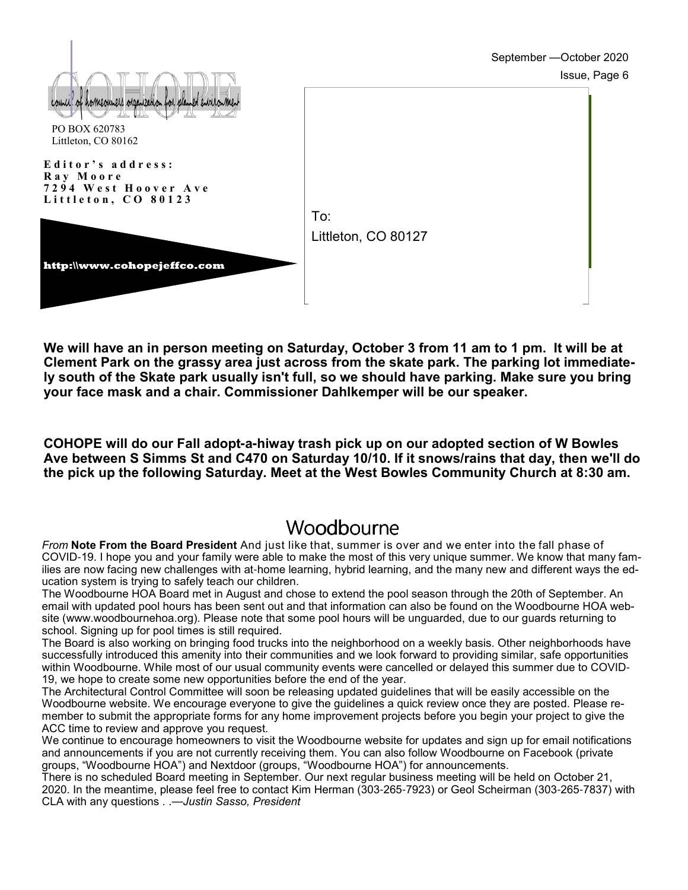COHOPE

council of homeowners organization for planned environment

PO BOX 620783
Littleton, CO 80162

**Editor's address:**
**Ray Moore**
**7294 West Hoover Ave**
**Littleton, CO 80123**

**http:\\www.cohopejeffco.com**

To:
Littleton, CO 80127

**We will have an in person meeting on Saturday, October 3 from 11 am to 1 pm. It will be at Clement Park on the grassy area just across from the skate park. The parking lot immediately south of the Skate park usually isn't full, so we should have parking. Make sure you bring your face mask and a chair. Commissioner Dahlkemper will be our speaker.**

**COHOPE will do our Fall adopt-a-hiway trash pick up on our adopted section of W Bowles Ave between S Simms St and C470 on Saturday 10/10. If it snows/rains that day, then we'll do the pick up the following Saturday. Meet at the West Bowles Community Church at 8:30 am.**

## Woodbourne

*From* **Note From the Board President** And just like that, summer is over and we enter into the fall phase of COVID-19. I hope you and your family were able to make the most of this very unique summer. We know that many families are now facing new challenges with at-home learning, hybrid learning, and the many new and different ways the education system is trying to safely teach our children.

The Woodbourne HOA Board met in August and chose to extend the pool season through the 20th of September. An email with updated pool hours has been sent out and that information can also be found on the Woodbourne HOA website (www.woodbournehoa.org). Please note that some pool hours will be unguarded, due to our guards returning to school. Signing up for pool times is still required.

The Board is also working on bringing food trucks into the neighborhood on a weekly basis. Other neighborhoods have successfully introduced this amenity into their communities and we look forward to providing similar, safe opportunities within Woodbourne. While most of our usual community events were cancelled or delayed this summer due to COVID-19, we hope to create some new opportunities before the end of the year.

The Architectural Control Committee will soon be releasing updated guidelines that will be easily accessible on the Woodbourne website. We encourage everyone to give the guidelines a quick review once they are posted. Please remember to submit the appropriate forms for any home improvement projects before you begin your project to give the ACC time to review and approve you request.

We continue to encourage homeowners to visit the Woodbourne website for updates and sign up for email notifications and announcements if you are not currently receiving them. You can also follow Woodbourne on Facebook (private groups, "Woodbourne HOA") and Nextdoor (groups, "Woodbourne HOA") for announcements.

There is no scheduled Board meeting in September. Our next regular business meeting will be held on October 21, 2020. In the meantime, please feel free to contact Kim Herman (303-265-7923) or Geol Scheirman (303-265-7837) with CLA with any questions . .—*Justin Sasso, President*